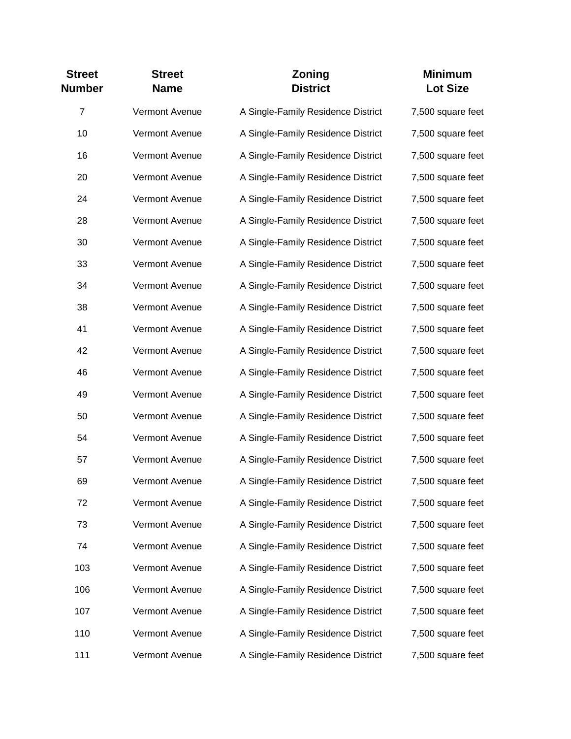| Street Number | Street Name | Zoning District | Minimum Lot Size |
|---|---|---|---|
| 7 | Vermont Avenue | A Single-Family Residence District | 7,500 square feet |
| 10 | Vermont Avenue | A Single-Family Residence District | 7,500 square feet |
| 16 | Vermont Avenue | A Single-Family Residence District | 7,500 square feet |
| 20 | Vermont Avenue | A Single-Family Residence District | 7,500 square feet |
| 24 | Vermont Avenue | A Single-Family Residence District | 7,500 square feet |
| 28 | Vermont Avenue | A Single-Family Residence District | 7,500 square feet |
| 30 | Vermont Avenue | A Single-Family Residence District | 7,500 square feet |
| 33 | Vermont Avenue | A Single-Family Residence District | 7,500 square feet |
| 34 | Vermont Avenue | A Single-Family Residence District | 7,500 square feet |
| 38 | Vermont Avenue | A Single-Family Residence District | 7,500 square feet |
| 41 | Vermont Avenue | A Single-Family Residence District | 7,500 square feet |
| 42 | Vermont Avenue | A Single-Family Residence District | 7,500 square feet |
| 46 | Vermont Avenue | A Single-Family Residence District | 7,500 square feet |
| 49 | Vermont Avenue | A Single-Family Residence District | 7,500 square feet |
| 50 | Vermont Avenue | A Single-Family Residence District | 7,500 square feet |
| 54 | Vermont Avenue | A Single-Family Residence District | 7,500 square feet |
| 57 | Vermont Avenue | A Single-Family Residence District | 7,500 square feet |
| 69 | Vermont Avenue | A Single-Family Residence District | 7,500 square feet |
| 72 | Vermont Avenue | A Single-Family Residence District | 7,500 square feet |
| 73 | Vermont Avenue | A Single-Family Residence District | 7,500 square feet |
| 74 | Vermont Avenue | A Single-Family Residence District | 7,500 square feet |
| 103 | Vermont Avenue | A Single-Family Residence District | 7,500 square feet |
| 106 | Vermont Avenue | A Single-Family Residence District | 7,500 square feet |
| 107 | Vermont Avenue | A Single-Family Residence District | 7,500 square feet |
| 110 | Vermont Avenue | A Single-Family Residence District | 7,500 square feet |
| 111 | Vermont Avenue | A Single-Family Residence District | 7,500 square feet |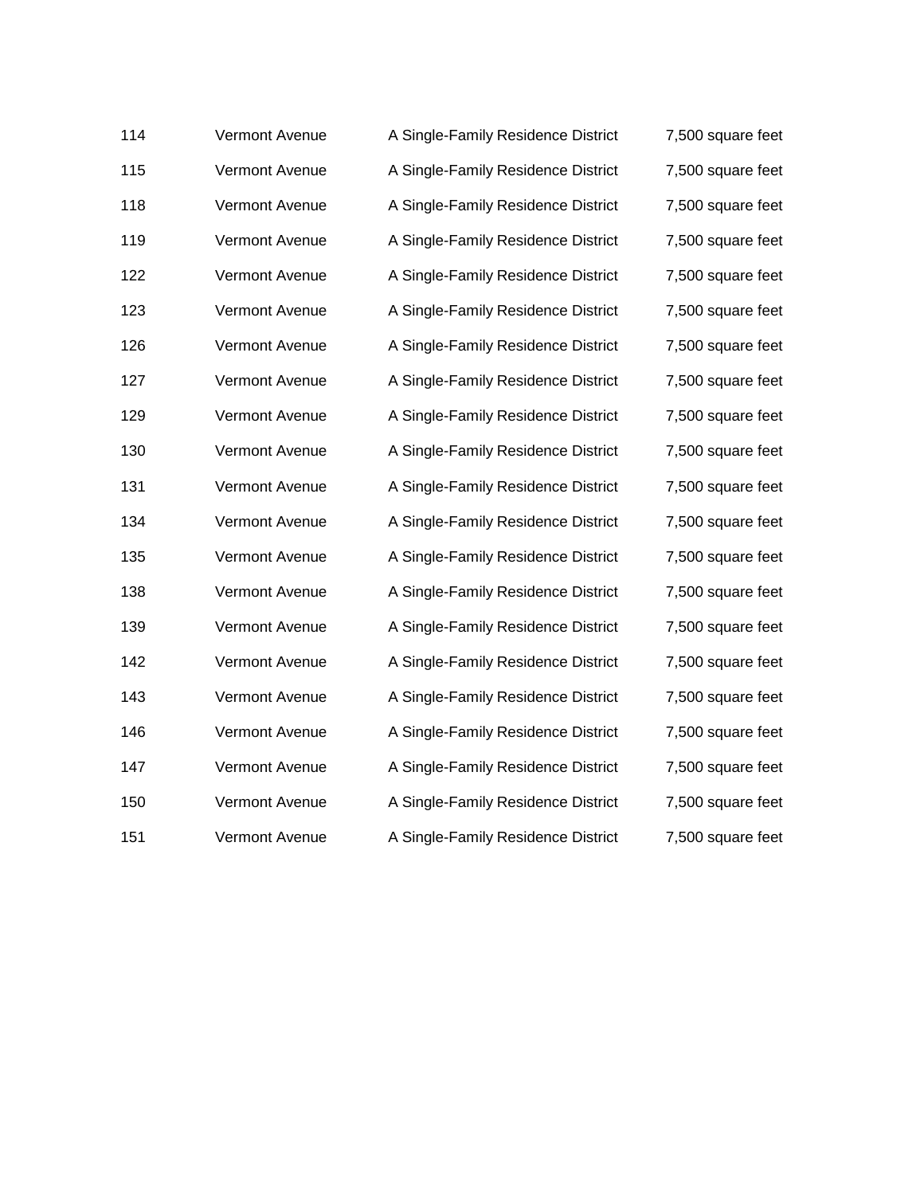| | | | |
|---|---|---|---|
| 114 | Vermont Avenue | A Single-Family Residence District | 7,500 square feet |
| 115 | Vermont Avenue | A Single-Family Residence District | 7,500 square feet |
| 118 | Vermont Avenue | A Single-Family Residence District | 7,500 square feet |
| 119 | Vermont Avenue | A Single-Family Residence District | 7,500 square feet |
| 122 | Vermont Avenue | A Single-Family Residence District | 7,500 square feet |
| 123 | Vermont Avenue | A Single-Family Residence District | 7,500 square feet |
| 126 | Vermont Avenue | A Single-Family Residence District | 7,500 square feet |
| 127 | Vermont Avenue | A Single-Family Residence District | 7,500 square feet |
| 129 | Vermont Avenue | A Single-Family Residence District | 7,500 square feet |
| 130 | Vermont Avenue | A Single-Family Residence District | 7,500 square feet |
| 131 | Vermont Avenue | A Single-Family Residence District | 7,500 square feet |
| 134 | Vermont Avenue | A Single-Family Residence District | 7,500 square feet |
| 135 | Vermont Avenue | A Single-Family Residence District | 7,500 square feet |
| 138 | Vermont Avenue | A Single-Family Residence District | 7,500 square feet |
| 139 | Vermont Avenue | A Single-Family Residence District | 7,500 square feet |
| 142 | Vermont Avenue | A Single-Family Residence District | 7,500 square feet |
| 143 | Vermont Avenue | A Single-Family Residence District | 7,500 square feet |
| 146 | Vermont Avenue | A Single-Family Residence District | 7,500 square feet |
| 147 | Vermont Avenue | A Single-Family Residence District | 7,500 square feet |
| 150 | Vermont Avenue | A Single-Family Residence District | 7,500 square feet |
| 151 | Vermont Avenue | A Single-Family Residence District | 7,500 square feet |